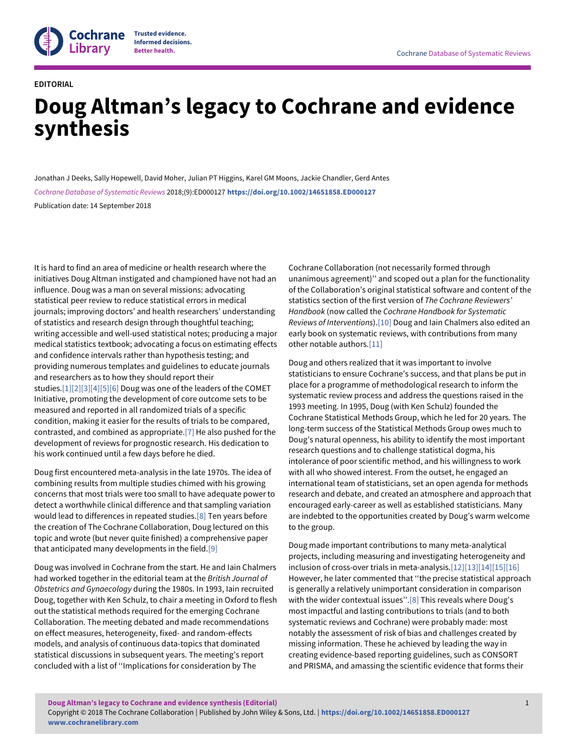EDITORIAL

# Doug Altman's legacy to Cochrane and evidence synthesis

Jonathan J Deeks, Sally Hopewell, David Moher, Julian PT Higgins, Karel GM Moons, Jackie Chandler, Gerd Antes

*Cochrane Database of Systematic Reviews* 2018;(9):ED000127 **https://doi.org/10.1002/14651858.ED000127**

Publication date: 14 September 2018

It is hard to find an area of medicine or health research where the initiatives Doug Altman instigated and championed have not had an influence. Doug was a man on several missions: advocating statistical peer review to reduce statistical errors in medical journals; improving doctors' and health researchers' understanding of statistics and research design through thoughtful teaching; writing accessible and well-used statistical notes; producing a major medical statistics textbook; advocating a focus on estimating effects and confidence intervals rather than hypothesis testing; and providing numerous templates and guidelines to educate journals and researchers as to how they should report their studies.[1][2][3][4][5][6] Doug was one of the leaders of the COMET Initiative, promoting the development of core outcome sets to be measured and reported in all randomized trials of a specific condition, making it easier for the results of trials to be compared, contrasted, and combined as appropriate.[7] He also pushed for the development of reviews for prognostic research. His dedication to his work continued until a few days before he died.

Doug first encountered meta-analysis in the late 1970s. The idea of combining results from multiple studies chimed with his growing concerns that most trials were too small to have adequate power to detect a worthwhile clinical difference and that sampling variation would lead to differences in repeated studies.[8] Ten years before the creation of The Cochrane Collaboration, Doug lectured on this topic and wrote (but never quite finished) a comprehensive paper that anticipated many developments in the field.[9]

Doug was involved in Cochrane from the start. He and Iain Chalmers had worked together in the editorial team at the *British Journal of Obstetrics and Gynaecology* during the 1980s. In 1993, Iain recruited Doug, together with Ken Schulz, to chair a meeting in Oxford to flesh out the statistical methods required for the emerging Cochrane Collaboration. The meeting debated and made recommendations on effect measures, heterogeneity, fixed- and random-effects models, and analysis of continuous data-topics that dominated statistical discussions in subsequent years. The meeting's report concluded with a list of ''Implications for consideration by The Cochrane Collaboration (not necessarily formed through unanimous agreement)'' and scoped out a plan for the functionality of the Collaboration's original statistical software and content of the statistics section of the first version of *The Cochrane Reviewers' Handbook* (now called the *Cochrane Handbook for Systematic Reviews of Interventions*).[10] Doug and Iain Chalmers also edited an early book on systematic reviews, with contributions from many other notable authors.[11]

Doug and others realized that it was important to involve statisticians to ensure Cochrane's success, and that plans be put in place for a programme of methodological research to inform the systematic review process and address the questions raised in the 1993 meeting. In 1995, Doug (with Ken Schulz) founded the Cochrane Statistical Methods Group, which he led for 20 years. The long-term success of the Statistical Methods Group owes much to Doug's natural openness, his ability to identify the most important research questions and to challenge statistical dogma, his intolerance of poor scientific method, and his willingness to work with all who showed interest. From the outset, he engaged an international team of statisticians, set an open agenda for methods research and debate, and created an atmosphere and approach that encouraged early-career as well as established statisticians. Many are indebted to the opportunities created by Doug's warm welcome to the group.

Doug made important contributions to many meta-analytical projects, including measuring and investigating heterogeneity and inclusion of cross-over trials in meta-analysis.[12][13][14][15][16] However, he later commented that ''the precise statistical approach is generally a relatively unimportant consideration in comparison with the wider contextual issues''.[8] This reveals where Doug's most impactful and lasting contributions to trials (and to both systematic reviews and Cochrane) were probably made: most notably the assessment of risk of bias and challenges created by missing information. These he achieved by leading the way in creating evidence-based reporting guidelines, such as CONSORT and PRISMA, and amassing the scientific evidence that forms their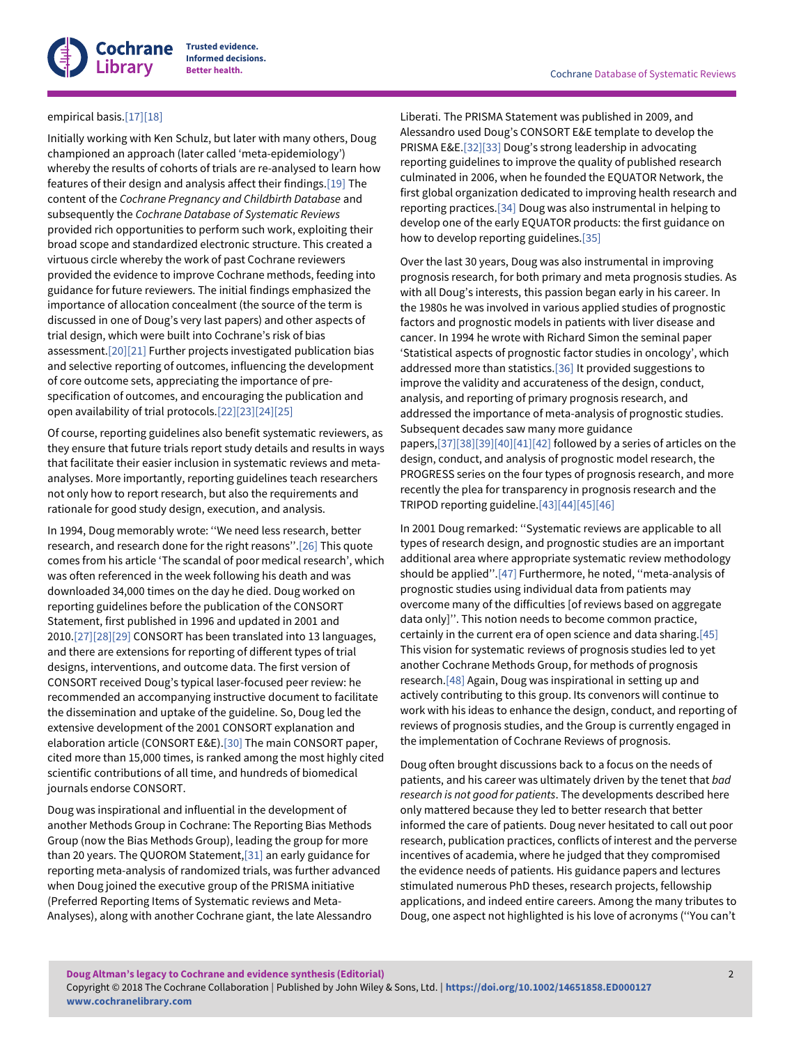empirical basis.[17][18]

Initially working with Ken Schulz, but later with many others, Doug championed an approach (later called 'meta-epidemiology') whereby the results of cohorts of trials are re-analysed to learn how features of their design and analysis affect their findings.[19] The content of the *Cochrane Pregnancy and Childbirth Database* and subsequently the *Cochrane Database of Systematic Reviews* provided rich opportunities to perform such work, exploiting their broad scope and standardized electronic structure. This created a virtuous circle whereby the work of past Cochrane reviewers provided the evidence to improve Cochrane methods, feeding into guidance for future reviewers. The initial findings emphasized the importance of allocation concealment (the source of the term is discussed in one of Doug's very last papers) and other aspects of trial design, which were built into Cochrane's risk of bias assessment.[20][21] Further projects investigated publication bias and selective reporting of outcomes, influencing the development of core outcome sets, appreciating the importance of pre-specification of outcomes, and encouraging the publication and open availability of trial protocols.[22][23][24][25]

Of course, reporting guidelines also benefit systematic reviewers, as they ensure that future trials report study details and results in ways that facilitate their easier inclusion in systematic reviews and meta-analyses. More importantly, reporting guidelines teach researchers not only how to report research, but also the requirements and rationale for good study design, execution, and analysis.

In 1994, Doug memorably wrote: ''We need less research, better research, and research done for the right reasons''.[26] This quote comes from his article 'The scandal of poor medical research', which was often referenced in the week following his death and was downloaded 34,000 times on the day he died. Doug worked on reporting guidelines before the publication of the CONSORT Statement, first published in 1996 and updated in 2001 and 2010.[27][28][29] CONSORT has been translated into 13 languages, and there are extensions for reporting of different types of trial designs, interventions, and outcome data. The first version of CONSORT received Doug's typical laser-focused peer review: he recommended an accompanying instructive document to facilitate the dissemination and uptake of the guideline. So, Doug led the extensive development of the 2001 CONSORT explanation and elaboration article (CONSORT E&E).[30] The main CONSORT paper, cited more than 15,000 times, is ranked among the most highly cited scientific contributions of all time, and hundreds of biomedical journals endorse CONSORT.

Doug was inspirational and influential in the development of another Methods Group in Cochrane: The Reporting Bias Methods Group (now the Bias Methods Group), leading the group for more than 20 years. The QUOROM Statement,[31] an early guidance for reporting meta-analysis of randomized trials, was further advanced when Doug joined the executive group of the PRISMA initiative (Preferred Reporting Items of Systematic reviews and Meta-Analyses), along with another Cochrane giant, the late Alessandro Liberati. The PRISMA Statement was published in 2009, and Alessandro used Doug's CONSORT E&E template to develop the PRISMA E&E.[32][33] Doug's strong leadership in advocating reporting guidelines to improve the quality of published research culminated in 2006, when he founded the EQUATOR Network, the first global organization dedicated to improving health research and reporting practices.[34] Doug was also instrumental in helping to develop one of the early EQUATOR products: the first guidance on how to develop reporting guidelines.[35]

Over the last 30 years, Doug was also instrumental in improving prognosis research, for both primary and meta prognosis studies. As with all Doug's interests, this passion began early in his career. In the 1980s he was involved in various applied studies of prognostic factors and prognostic models in patients with liver disease and cancer. In 1994 he wrote with Richard Simon the seminal paper 'Statistical aspects of prognostic factor studies in oncology', which addressed more than statistics.[36] It provided suggestions to improve the validity and accurateness of the design, conduct, analysis, and reporting of primary prognosis research, and addressed the importance of meta-analysis of prognostic studies. Subsequent decades saw many more guidance papers,[37][38][39][40][41][42] followed by a series of articles on the design, conduct, and analysis of prognostic model research, the PROGRESS series on the four types of prognosis research, and more recently the plea for transparency in prognosis research and the TRIPOD reporting guideline.[43][44][45][46]

In 2001 Doug remarked: ''Systematic reviews are applicable to all types of research design, and prognostic studies are an important additional area where appropriate systematic review methodology should be applied''.[47] Furthermore, he noted, ''meta-analysis of prognostic studies using individual data from patients may overcome many of the difficulties [of reviews based on aggregate data only]''. This notion needs to become common practice, certainly in the current era of open science and data sharing.[45] This vision for systematic reviews of prognosis studies led to yet another Cochrane Methods Group, for methods of prognosis research.[48] Again, Doug was inspirational in setting up and actively contributing to this group. Its convenors will continue to work with his ideas to enhance the design, conduct, and reporting of reviews of prognosis studies, and the Group is currently engaged in the implementation of Cochrane Reviews of prognosis.

Doug often brought discussions back to a focus on the needs of patients, and his career was ultimately driven by the tenet that *bad research is not good for patients*. The developments described here only mattered because they led to better research that better informed the care of patients. Doug never hesitated to call out poor research, publication practices, conflicts of interest and the perverse incentives of academia, where he judged that they compromised the evidence needs of patients. His guidance papers and lectures stimulated numerous PhD theses, research projects, fellowship applications, and indeed entire careers. Among the many tributes to Doug, one aspect not highlighted is his love of acronyms (''You can't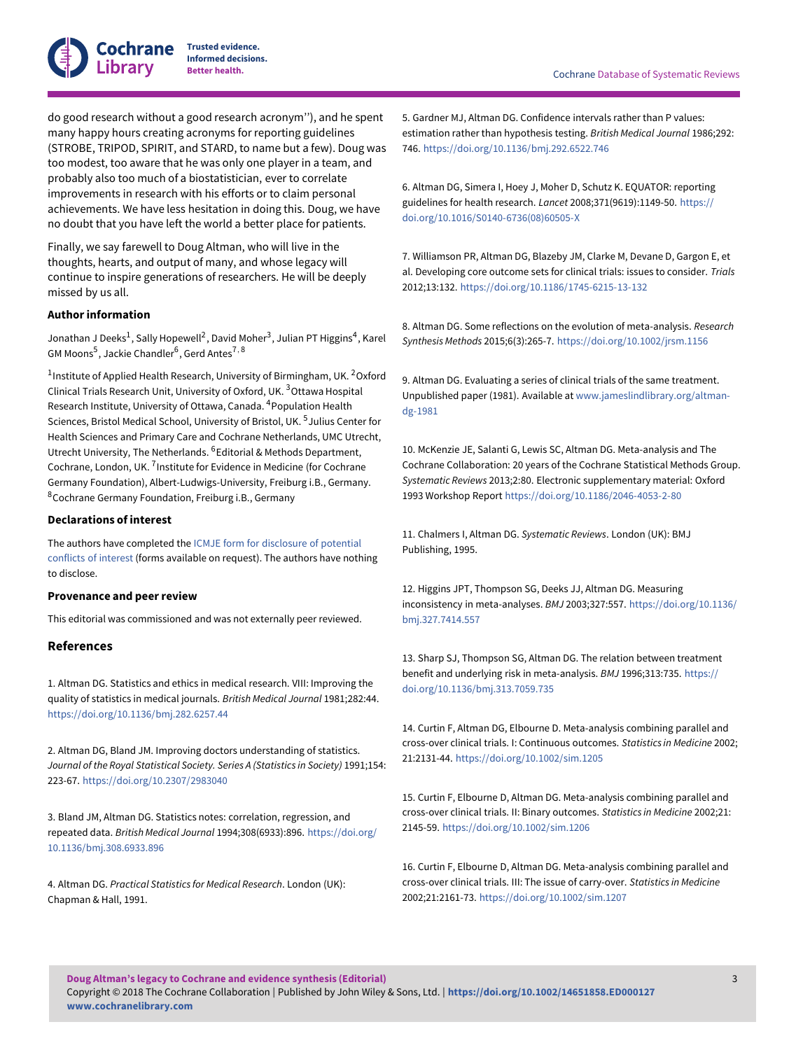do good research without a good research acronym''), and he spent many happy hours creating acronyms for reporting guidelines (STROBE, TRIPOD, SPIRIT, and STARD, to name but a few). Doug was too modest, too aware that he was only one player in a team, and probably also too much of a biostatistician, ever to correlate improvements in research with his efforts or to claim personal achievements. We have less hesitation in doing this. Doug, we have no doubt that you have left the world a better place for patients.

Finally, we say farewell to Doug Altman, who will live in the thoughts, hearts, and output of many, and whose legacy will continue to inspire generations of researchers. He will be deeply missed by us all.

### Author information

Jonathan J Deeks[1], Sally Hopewell[2], David Moher[3], Julian PT Higgins[4], Karel GM Moons[5], Jackie Chandler[6], Gerd Antes[7, 8]

[1]Institute of Applied Health Research, University of Birmingham, UK. [2]Oxford Clinical Trials Research Unit, University of Oxford, UK. [3]Ottawa Hospital Research Institute, University of Ottawa, Canada. [4]Population Health Sciences, Bristol Medical School, University of Bristol, UK. [5]Julius Center for Health Sciences and Primary Care and Cochrane Netherlands, UMC Utrecht, Utrecht University, The Netherlands. [6]Editorial & Methods Department, Cochrane, London, UK. [7]Institute for Evidence in Medicine (for Cochrane Germany Foundation), Albert-Ludwigs-University, Freiburg i.B., Germany. [8]Cochrane Germany Foundation, Freiburg i.B., Germany

### Declarations of interest

The authors have completed the ICMJE form for disclosure of potential conflicts of interest (forms available on request). The authors have nothing to disclose.

### Provenance and peer review

This editorial was commissioned and was not externally peer reviewed.

## References

1. Altman DG. Statistics and ethics in medical research. VIII: Improving the quality of statistics in medical journals. *British Medical Journal* 1981;282:44. https://doi.org/10.1136/bmj.282.6257.44

2. Altman DG, Bland JM. Improving doctors understanding of statistics. *Journal of the Royal Statistical Society. Series A (Statistics in Society)* 1991;154: 223-67. https://doi.org/10.2307/2983040

3. Bland JM, Altman DG. Statistics notes: correlation, regression, and repeated data. *British Medical Journal* 1994;308(6933):896. https://doi.org/10.1136/bmj.308.6933.896

4. Altman DG. *Practical Statistics for Medical Research*. London (UK): Chapman & Hall, 1991.

5. Gardner MJ, Altman DG. Confidence intervals rather than P values: estimation rather than hypothesis testing. *British Medical Journal* 1986;292: 746. https://doi.org/10.1136/bmj.292.6522.746

6. Altman DG, Simera I, Hoey J, Moher D, Schutz K. EQUATOR: reporting guidelines for health research. *Lancet* 2008;371(9619):1149-50. https://doi.org/10.1016/S0140-6736(08)60505-X

7. Williamson PR, Altman DG, Blazeby JM, Clarke M, Devane D, Gargon E, et al. Developing core outcome sets for clinical trials: issues to consider. *Trials* 2012;13:132. https://doi.org/10.1186/1745-6215-13-132

8. Altman DG. Some reflections on the evolution of meta-analysis. *Research Synthesis Methods* 2015;6(3):265-7. https://doi.org/10.1002/jrsm.1156

9. Altman DG. Evaluating a series of clinical trials of the same treatment. Unpublished paper (1981). Available at www.jameslindlibrary.org/altman-dg-1981

10. McKenzie JE, Salanti G, Lewis SC, Altman DG. Meta-analysis and The Cochrane Collaboration: 20 years of the Cochrane Statistical Methods Group. *Systematic Reviews* 2013;2:80. Electronic supplementary material: Oxford 1993 Workshop Report https://doi.org/10.1186/2046-4053-2-80

11. Chalmers I, Altman DG. *Systematic Reviews*. London (UK): BMJ Publishing, 1995.

12. Higgins JPT, Thompson SG, Deeks JJ, Altman DG. Measuring inconsistency in meta-analyses. *BMJ* 2003;327:557. https://doi.org/10.1136/bmj.327.7414.557

13. Sharp SJ, Thompson SG, Altman DG. The relation between treatment benefit and underlying risk in meta-analysis. *BMJ* 1996;313:735. https://doi.org/10.1136/bmj.313.7059.735

14. Curtin F, Altman DG, Elbourne D. Meta-analysis combining parallel and cross-over clinical trials. I: Continuous outcomes. *Statistics in Medicine* 2002; 21:2131-44. https://doi.org/10.1002/sim.1205

15. Curtin F, Elbourne D, Altman DG. Meta-analysis combining parallel and cross-over clinical trials. II: Binary outcomes. *Statistics in Medicine* 2002;21: 2145-59. https://doi.org/10.1002/sim.1206

16. Curtin F, Elbourne D, Altman DG. Meta-analysis combining parallel and cross-over clinical trials. III: The issue of carry-over. *Statistics in Medicine* 2002;21:2161-73. https://doi.org/10.1002/sim.1207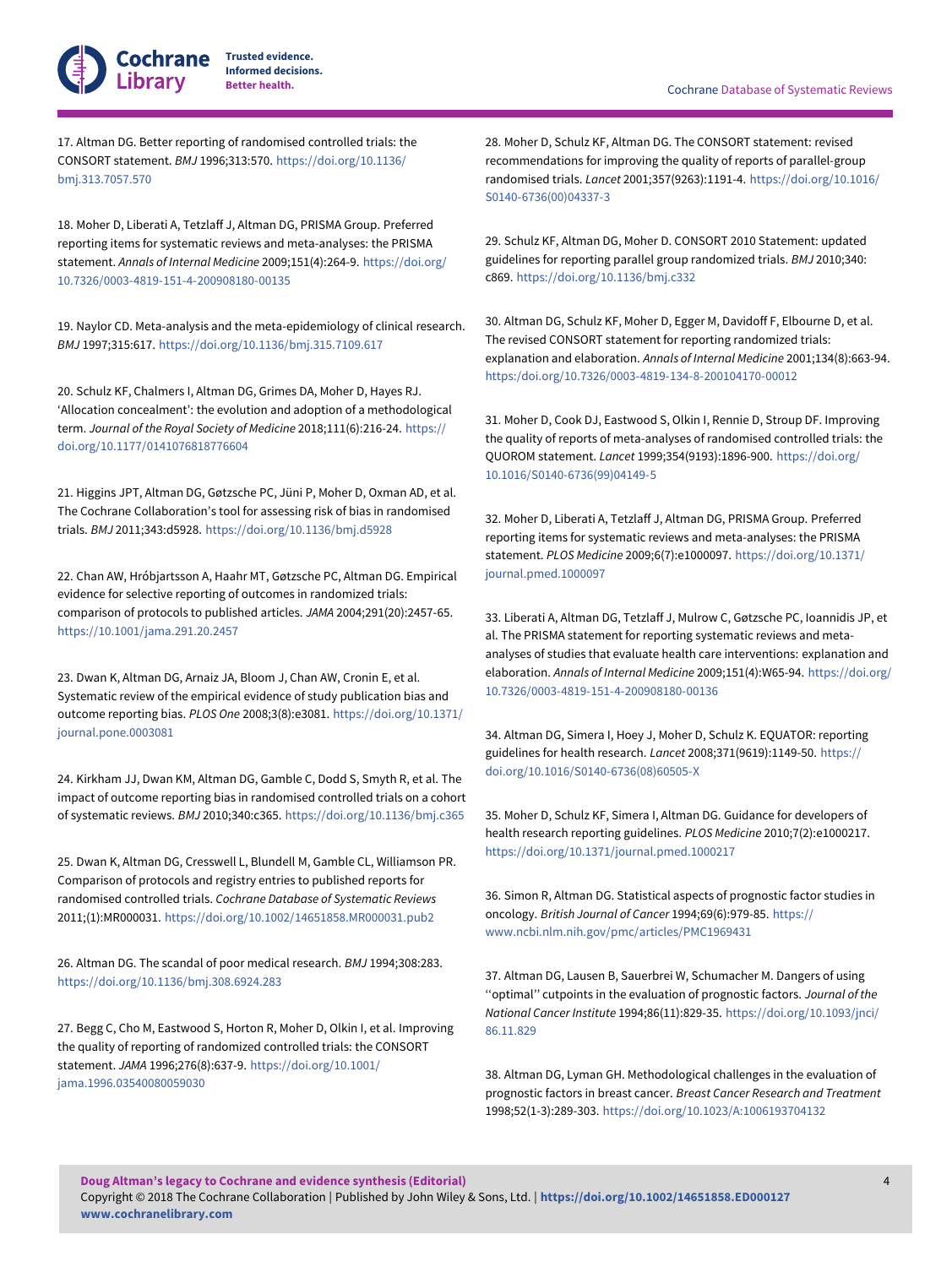17. Altman DG. Better reporting of randomised controlled trials: the CONSORT statement. *BMJ* 1996;313:570. https://doi.org/10.1136/bmj.313.7057.570

18. Moher D, Liberati A, Tetzlaff J, Altman DG, PRISMA Group. Preferred reporting items for systematic reviews and meta-analyses: the PRISMA statement. *Annals of Internal Medicine* 2009;151(4):264-9. https://doi.org/10.7326/0003-4819-151-4-200908180-00135

19. Naylor CD. Meta-analysis and the meta-epidemiology of clinical research. *BMJ* 1997;315:617. https://doi.org/10.1136/bmj.315.7109.617

20. Schulz KF, Chalmers I, Altman DG, Grimes DA, Moher D, Hayes RJ. 'Allocation concealment': the evolution and adoption of a methodological term. *Journal of the Royal Society of Medicine* 2018;111(6):216-24. https://doi.org/10.1177/0141076818776604

21. Higgins JPT, Altman DG, Gøtzsche PC, Jüni P, Moher D, Oxman AD, et al. The Cochrane Collaboration's tool for assessing risk of bias in randomised trials. *BMJ* 2011;343:d5928. https://doi.org/10.1136/bmj.d5928

22. Chan AW, Hróbjartsson A, Haahr MT, Gøtzsche PC, Altman DG. Empirical evidence for selective reporting of outcomes in randomized trials: comparison of protocols to published articles. *JAMA* 2004;291(20):2457-65. https://10.1001/jama.291.20.2457

23. Dwan K, Altman DG, Arnaiz JA, Bloom J, Chan AW, Cronin E, et al. Systematic review of the empirical evidence of study publication bias and outcome reporting bias. *PLOS One* 2008;3(8):e3081. https://doi.org/10.1371/journal.pone.0003081

24. Kirkham JJ, Dwan KM, Altman DG, Gamble C, Dodd S, Smyth R, et al. The impact of outcome reporting bias in randomised controlled trials on a cohort of systematic reviews. *BMJ* 2010;340:c365. https://doi.org/10.1136/bmj.c365

25. Dwan K, Altman DG, Cresswell L, Blundell M, Gamble CL, Williamson PR. Comparison of protocols and registry entries to published reports for randomised controlled trials. *Cochrane Database of Systematic Reviews* 2011;(1):MR000031. https://doi.org/10.1002/14651858.MR000031.pub2

26. Altman DG. The scandal of poor medical research. *BMJ* 1994;308:283. https://doi.org/10.1136/bmj.308.6924.283

27. Begg C, Cho M, Eastwood S, Horton R, Moher D, Olkin I, et al. Improving the quality of reporting of randomized controlled trials: the CONSORT statement. *JAMA* 1996;276(8):637-9. https://doi.org/10.1001/jama.1996.03540080059030

28. Moher D, Schulz KF, Altman DG. The CONSORT statement: revised recommendations for improving the quality of reports of parallel-group randomised trials. *Lancet* 2001;357(9263):1191-4. https://doi.org/10.1016/S0140-6736(00)04337-3

29. Schulz KF, Altman DG, Moher D. CONSORT 2010 Statement: updated guidelines for reporting parallel group randomized trials. *BMJ* 2010;340:c869. https://doi.org/10.1136/bmj.c332

30. Altman DG, Schulz KF, Moher D, Egger M, Davidoff F, Elbourne D, et al. The revised CONSORT statement for reporting randomized trials: explanation and elaboration. *Annals of Internal Medicine* 2001;134(8):663-94. https:/doi.org/10.7326/0003-4819-134-8-200104170-00012

31. Moher D, Cook DJ, Eastwood S, Olkin I, Rennie D, Stroup DF. Improving the quality of reports of meta-analyses of randomised controlled trials: the QUOROM statement. *Lancet* 1999;354(9193):1896-900. https://doi.org/10.1016/S0140-6736(99)04149-5

32. Moher D, Liberati A, Tetzlaff J, Altman DG, PRISMA Group. Preferred reporting items for systematic reviews and meta-analyses: the PRISMA statement. *PLOS Medicine* 2009;6(7):e1000097. https://doi.org/10.1371/journal.pmed.1000097

33. Liberati A, Altman DG, Tetzlaff J, Mulrow C, Gøtzsche PC, Ioannidis JP, et al. The PRISMA statement for reporting systematic reviews and meta-analyses of studies that evaluate health care interventions: explanation and elaboration. *Annals of Internal Medicine* 2009;151(4):W65-94. https://doi.org/10.7326/0003-4819-151-4-200908180-00136

34. Altman DG, Simera I, Hoey J, Moher D, Schulz K. EQUATOR: reporting guidelines for health research. *Lancet* 2008;371(9619):1149-50. https://doi.org/10.1016/S0140-6736(08)60505-X

35. Moher D, Schulz KF, Simera I, Altman DG. Guidance for developers of health research reporting guidelines. *PLOS Medicine* 2010;7(2):e1000217. https://doi.org/10.1371/journal.pmed.1000217

36. Simon R, Altman DG. Statistical aspects of prognostic factor studies in oncology. *British Journal of Cancer* 1994;69(6):979-85. https://www.ncbi.nlm.nih.gov/pmc/articles/PMC1969431

37. Altman DG, Lausen B, Sauerbrei W, Schumacher M. Dangers of using ''optimal'' cutpoints in the evaluation of prognostic factors. *Journal of the National Cancer Institute* 1994;86(11):829-35. https://doi.org/10.1093/jnci/86.11.829

38. Altman DG, Lyman GH. Methodological challenges in the evaluation of prognostic factors in breast cancer. *Breast Cancer Research and Treatment* 1998;52(1-3):289-303. https://doi.org/10.1023/A:1006193704132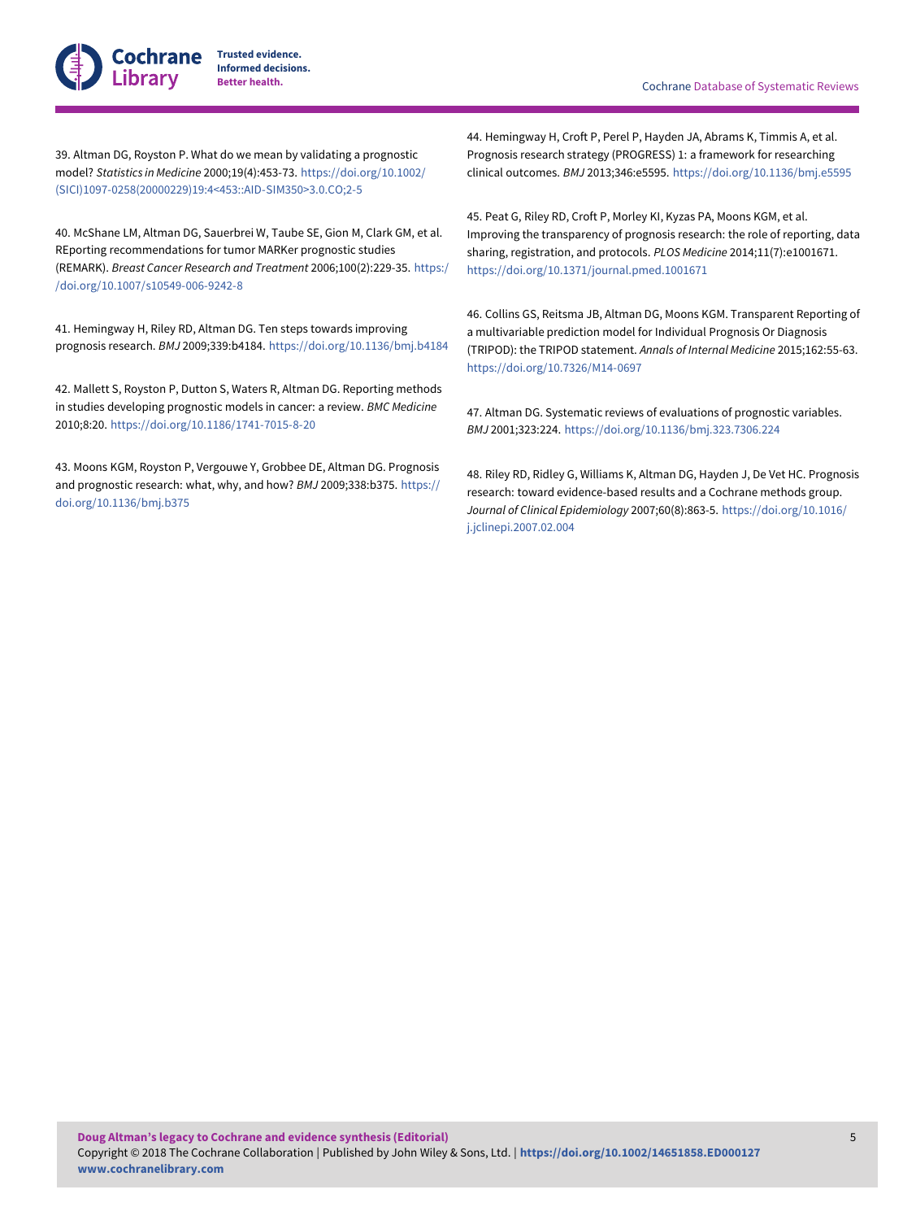39. Altman DG, Royston P. What do we mean by validating a prognostic model? *Statistics in Medicine* 2000;19(4):453-73. https://doi.org/10.1002/(SICI)1097-0258(20000229)19:4<453::AID-SIM350>3.0.CO;2-5

40. McShane LM, Altman DG, Sauerbrei W, Taube SE, Gion M, Clark GM, et al. REporting recommendations for tumor MARKer prognostic studies (REMARK). *Breast Cancer Research and Treatment* 2006;100(2):229-35. https://doi.org/10.1007/s10549-006-9242-8

41. Hemingway H, Riley RD, Altman DG. Ten steps towards improving prognosis research. *BMJ* 2009;339:b4184. https://doi.org/10.1136/bmj.b4184

42. Mallett S, Royston P, Dutton S, Waters R, Altman DG. Reporting methods in studies developing prognostic models in cancer: a review. *BMC Medicine* 2010;8:20. https://doi.org/10.1186/1741-7015-8-20

43. Moons KGM, Royston P, Vergouwe Y, Grobbee DE, Altman DG. Prognosis and prognostic research: what, why, and how? *BMJ* 2009;338:b375. https://doi.org/10.1136/bmj.b375

44. Hemingway H, Croft P, Perel P, Hayden JA, Abrams K, Timmis A, et al. Prognosis research strategy (PROGRESS) 1: a framework for researching clinical outcomes. *BMJ* 2013;346:e5595. https://doi.org/10.1136/bmj.e5595

45. Peat G, Riley RD, Croft P, Morley KI, Kyzas PA, Moons KGM, et al. Improving the transparency of prognosis research: the role of reporting, data sharing, registration, and protocols. *PLOS Medicine* 2014;11(7):e1001671. https://doi.org/10.1371/journal.pmed.1001671

46. Collins GS, Reitsma JB, Altman DG, Moons KGM. Transparent Reporting of a multivariable prediction model for Individual Prognosis Or Diagnosis (TRIPOD): the TRIPOD statement. *Annals of Internal Medicine* 2015;162:55-63. https://doi.org/10.7326/M14-0697

47. Altman DG. Systematic reviews of evaluations of prognostic variables. *BMJ* 2001;323:224. https://doi.org/10.1136/bmj.323.7306.224

48. Riley RD, Ridley G, Williams K, Altman DG, Hayden J, De Vet HC. Prognosis research: toward evidence-based results and a Cochrane methods group. *Journal of Clinical Epidemiology* 2007;60(8):863-5. https://doi.org/10.1016/j.jclinepi.2007.02.004